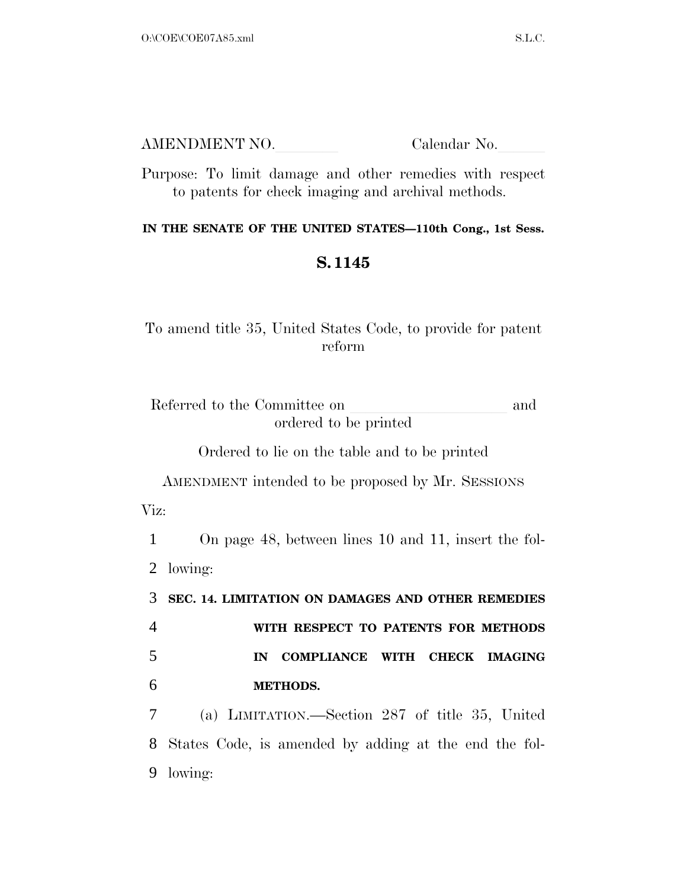AMENDMENT NO.\_\_\_\_\_\_\_\_ Calendar No.\_\_\_\_\_\_

Purpose: To limit damage and other remedies with respect to patents for check imaging and archival methods.

**IN THE SENATE OF THE UNITED STATES—110th Cong., 1st Sess.**

## S. 1145

To amend title 35, United States Code, to provide for patent reform

Referred to the Committee on \_\_\_\_\_\_\_\_\_\_\_\_\_\_\_\_\_\_\_\_ and ordered to be printed

Ordered to lie on the table and to be printed

AMENDMENT intended to be proposed by Mr. SESSIONS

Viz:

1 On page 48, between lines 10 and 11, insert the fol-
2 lowing:

3 **SEC. 14. LIMITATION ON DAMAGES AND OTHER REMEDIES**
4 **WITH RESPECT TO PATENTS FOR METHODS**
5 **IN COMPLIANCE WITH CHECK IMAGING**
6 **METHODS.**

7 (a) LIMITATION.—Section 287 of title 35, United
8 States Code, is amended by adding at the end the fol-
9 lowing: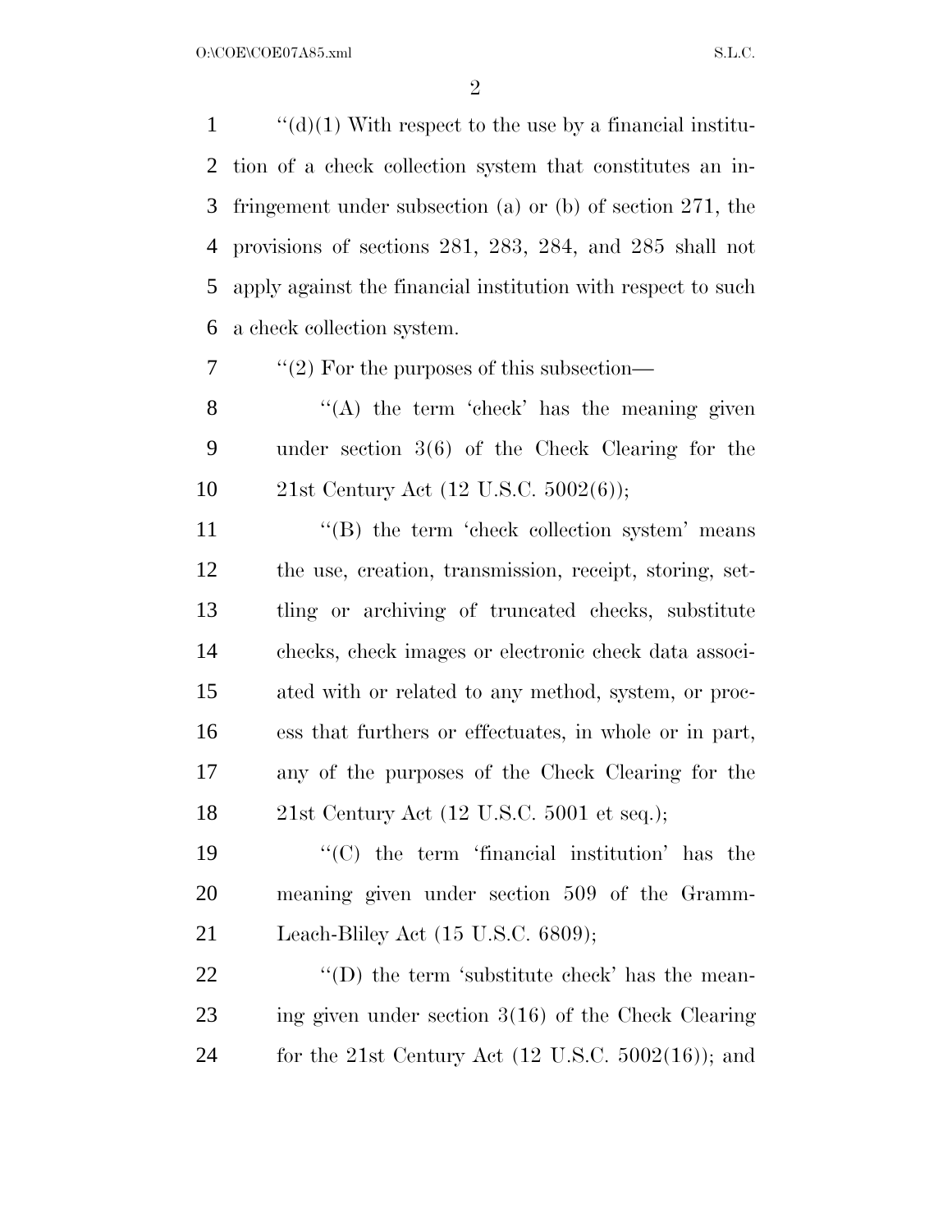''(d)(1) With respect to the use by a financial institution of a check collection system that constitutes an infringement under subsection (a) or (b) of section 271, the provisions of sections 281, 283, 284, and 285 shall not apply against the financial institution with respect to such a check collection system.

''(2) For the purposes of this subsection—

''(A) the term 'check' has the meaning given under section 3(6) of the Check Clearing for the 21st Century Act (12 U.S.C. 5002(6));

''(B) the term 'check collection system' means the use, creation, transmission, receipt, storing, settling or archiving of truncated checks, substitute checks, check images or electronic check data associated with or related to any method, system, or process that furthers or effectuates, in whole or in part, any of the purposes of the Check Clearing for the 21st Century Act (12 U.S.C. 5001 et seq.);

''(C) the term 'financial institution' has the meaning given under section 509 of the Gramm-Leach-Bliley Act (15 U.S.C. 6809);

''(D) the term 'substitute check' has the meaning given under section 3(16) of the Check Clearing for the 21st Century Act (12 U.S.C. 5002(16)); and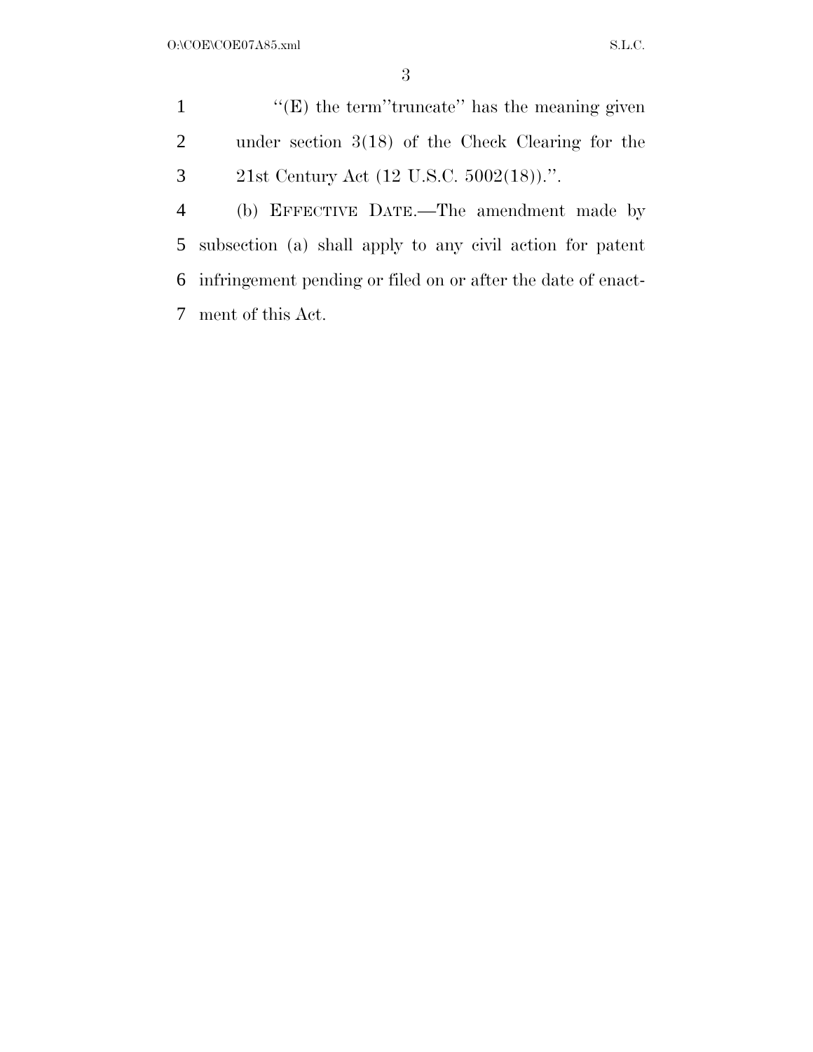“(E) the term”truncate” has the meaning given under section 3(18) of the Check Clearing for the 21st Century Act (12 U.S.C. 5002(18)).”.

(b) EFFECTIVE DATE.—The amendment made by subsection (a) shall apply to any civil action for patent infringement pending or filed on or after the date of enactment of this Act.